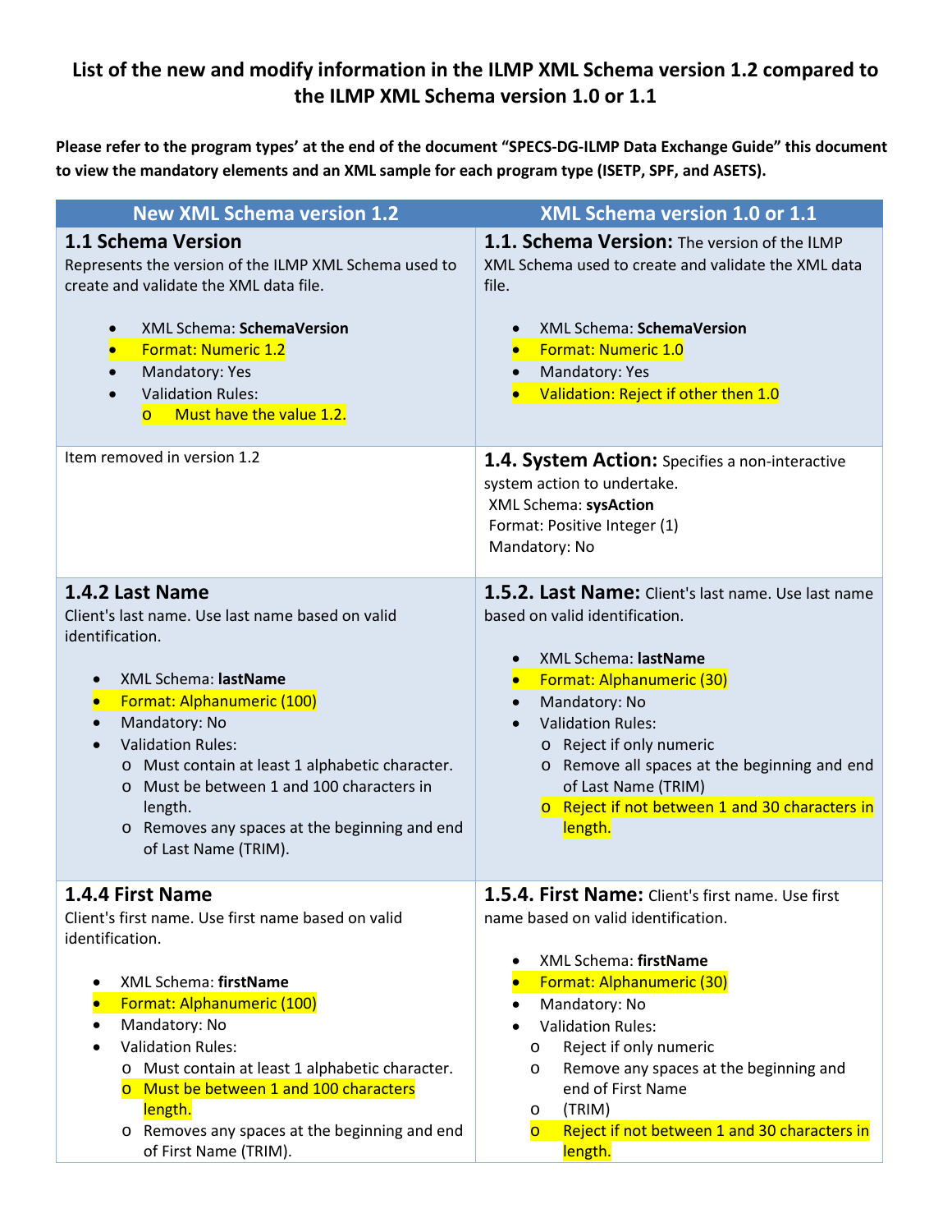# List of the new and modify information in the ILMP XML Schema version 1.2 compared to the ILMP XML Schema version 1.0 or 1.1

**Please refer to the program types' at the end of the document "SPECS-DG-ILMP Data Exchange Guide" this document to view the mandatory elements and an XML sample for each program type (ISETP, SPF, and ASETS).**

| New XML Schema version 1.2 | XML Schema version 1.0 or 1.1 |
|---|---|
| **1.1 Schema Version**<br>Represents the version of the ILMP XML Schema used to create and validate the XML data file.<br>• XML Schema: **SchemaVersion**<br>• Format: Numeric 1.2<br>• Mandatory: Yes<br>• Validation Rules:<br>o Must have the value 1.2. | **1.1. Schema Version:** The version of the ILMP XML Schema used to create and validate the XML data file.<br>• XML Schema: **SchemaVersion**<br>• Format: Numeric 1.0<br>• Mandatory: Yes<br>• Validation: Reject if other then 1.0 |
| Item removed in version 1.2 | **1.4. System Action:** Specifies a non-interactive system action to undertake.<br>XML Schema: **sysAction**<br>Format: Positive Integer (1)<br>Mandatory: No |
| **1.4.2 Last Name**<br>Client's last name. Use last name based on valid identification.<br>• XML Schema: **lastName**<br>• Format: Alphanumeric (100)<br>• Mandatory: No<br>• Validation Rules:<br>o Must contain at least 1 alphabetic character.<br>o Must be between 1 and 100 characters in length.<br>o Removes any spaces at the beginning and end of Last Name (TRIM). | **1.5.2. Last Name:** Client's last name. Use last name based on valid identification.<br>• XML Schema: **lastName**<br>• Format: Alphanumeric (30)<br>• Mandatory: No<br>• Validation Rules:<br>o Reject if only numeric<br>o Remove all spaces at the beginning and end of Last Name (TRIM)<br>o Reject if not between 1 and 30 characters in length. |
| **1.4.4 First Name**<br>Client's first name. Use first name based on valid identification.<br>• XML Schema: **firstName**<br>• Format: Alphanumeric (100)<br>• Mandatory: No<br>• Validation Rules:<br>o Must contain at least 1 alphabetic character.<br>o Must be between 1 and 100 characters length.<br>o Removes any spaces at the beginning and end of First Name (TRIM). | **1.5.4. First Name:** Client's first name. Use first name based on valid identification.<br>• XML Schema: **firstName**<br>• Format: Alphanumeric (30)<br>• Mandatory: No<br>• Validation Rules:<br>o Reject if only numeric<br>o Remove any spaces at the beginning and end of First Name<br>o (TRIM)<br>o Reject if not between 1 and 30 characters in length. |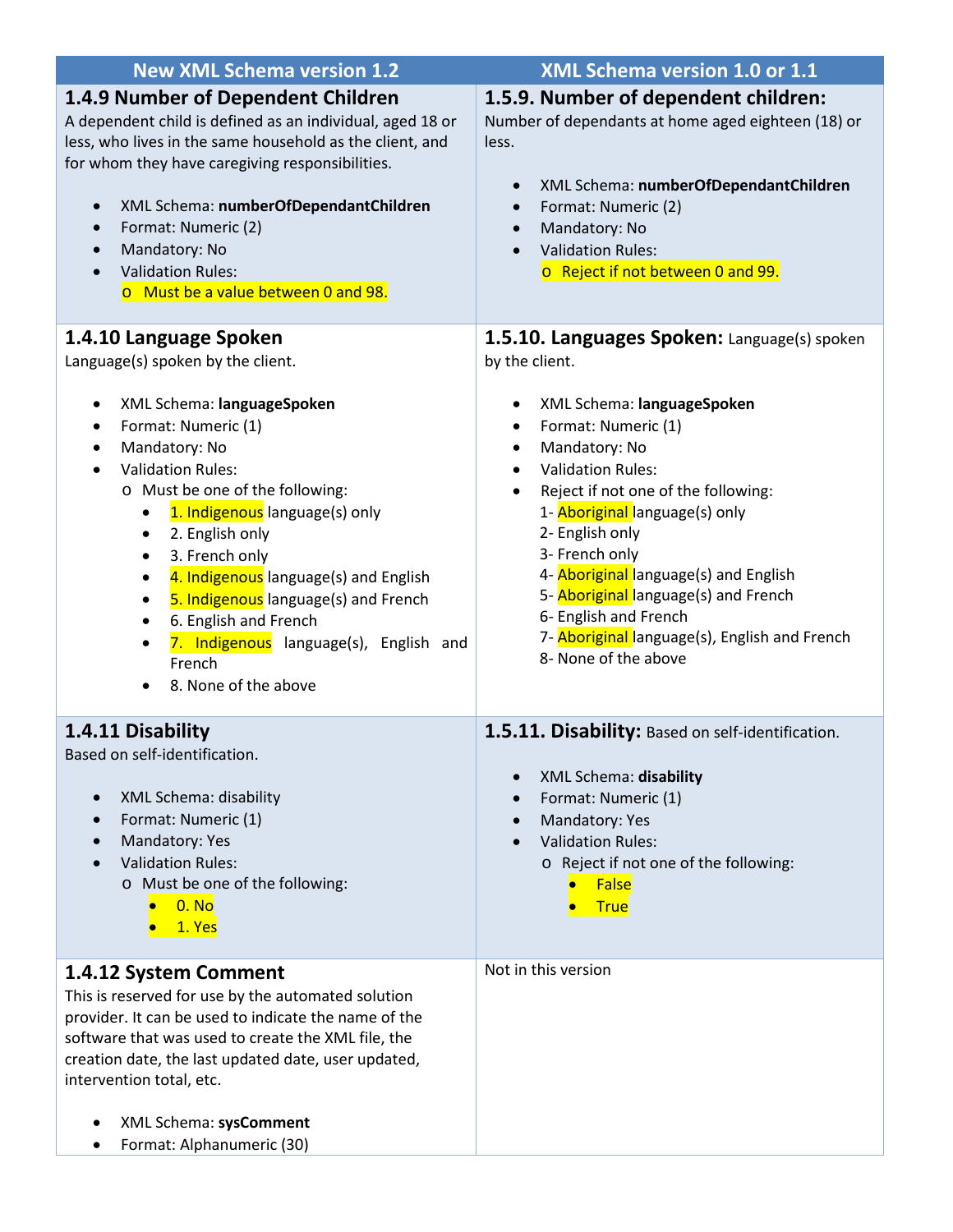| New XML Schema version 1.2 | XML Schema version 1.0 or 1.1 |
|---|---|
| **1.4.9 Number of Dependent Children**<br>A dependent child is defined as an individual, aged 18 or less, who lives in the same household as the client, and for whom they have caregiving responsibilities.<br><br>• XML Schema: **numberOfDependantChildren**<br>• Format: Numeric (2)<br>• Mandatory: No<br>• Validation Rules:<br>  o Must be a value between 0 and 98. | **1.5.9. Number of dependent children:**<br>Number of dependants at home aged eighteen (18) or less.<br><br>• XML Schema: **numberOfDependantChildren**<br>• Format: Numeric (2)<br>• Mandatory: No<br>• Validation Rules:<br>  o Reject if not between 0 and 99. |
| **1.4.10 Language Spoken**<br>Language(s) spoken by the client.<br><br>• XML Schema: **languageSpoken**<br>• Format: Numeric (1)<br>• Mandatory: No<br>• Validation Rules:<br>  o Must be one of the following:<br>    • 1. Indigenous language(s) only<br>    • 2. English only<br>    • 3. French only<br>    • 4. Indigenous language(s) and English<br>    • 5. Indigenous language(s) and French<br>    • 6. English and French<br>    • 7. Indigenous language(s), English and French<br>    • 8. None of the above | **1.5.10. Languages Spoken:** Language(s) spoken by the client.<br><br>• XML Schema: **languageSpoken**<br>• Format: Numeric (1)<br>• Mandatory: No<br>• Validation Rules:<br>• Reject if not one of the following:<br>  1- Aboriginal language(s) only<br>  2- English only<br>  3- French only<br>  4- Aboriginal language(s) and English<br>  5- Aboriginal language(s) and French<br>  6- English and French<br>  7- Aboriginal language(s), English and French<br>  8- None of the above |
| **1.4.11 Disability**<br>Based on self-identification.<br><br>• XML Schema: disability<br>• Format: Numeric (1)<br>• Mandatory: Yes<br>• Validation Rules:<br>  o Must be one of the following:<br>    • 0. No<br>    • 1. Yes | **1.5.11. Disability:** Based on self-identification.<br><br>• XML Schema: **disability**<br>• Format: Numeric (1)<br>• Mandatory: Yes<br>• Validation Rules:<br>  o Reject if not one of the following:<br>    • False<br>    • True |
| **1.4.12 System Comment**<br>This is reserved for use by the automated solution provider. It can be used to indicate the name of the software that was used to create the XML file, the creation date, the last updated date, user updated, intervention total, etc.<br><br>• XML Schema: **sysComment**<br>• Format: Alphanumeric (30) | Not in this version |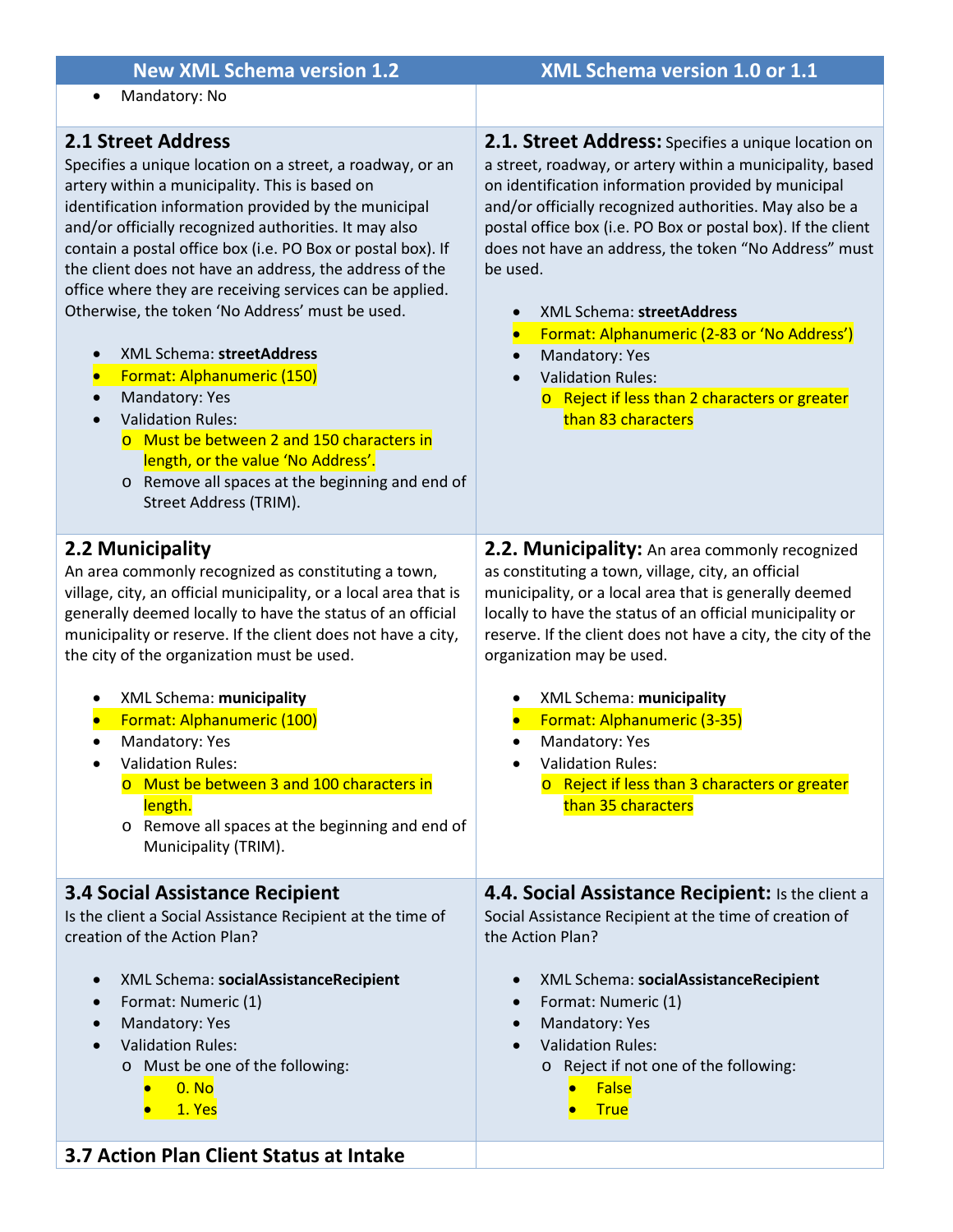| New XML Schema version 1.2 | XML Schema version 1.0 or 1.1 |
|---|---|
| • Mandatory: No | |
| **2.1 Street Address**<br>Specifies a unique location on a street, a roadway, or an artery within a municipality. This is based on identification information provided by the municipal and/or officially recognized authorities. It may also contain a postal office box (i.e. PO Box or postal box). If the client does not have an address, the address of the office where they are receiving services can be applied. Otherwise, the token 'No Address' must be used.<br><br>• XML Schema: **streetAddress**<br>• Format: Alphanumeric (150)<br>• Mandatory: Yes<br>• Validation Rules:<br>&nbsp;&nbsp;o Must be between 2 and 150 characters in length, or the value 'No Address'.<br>&nbsp;&nbsp;o Remove all spaces at the beginning and end of Street Address (TRIM). | **2.1. Street Address:** Specifies a unique location on a street, roadway, or artery within a municipality, based on identification information provided by municipal and/or officially recognized authorities. May also be a postal office box (i.e. PO Box or postal box). If the client does not have an address, the token "No Address" must be used.<br><br>• XML Schema: **streetAddress**<br>• Format: Alphanumeric (2-83 or 'No Address')<br>• Mandatory: Yes<br>• Validation Rules:<br>&nbsp;&nbsp;o Reject if less than 2 characters or greater than 83 characters |
| **2.2 Municipality**<br>An area commonly recognized as constituting a town, village, city, an official municipality, or a local area that is generally deemed locally to have the status of an official municipality or reserve. If the client does not have a city, the city of the organization must be used.<br><br>• XML Schema: **municipality**<br>• Format: Alphanumeric (100)<br>• Mandatory: Yes<br>• Validation Rules:<br>&nbsp;&nbsp;o Must be between 3 and 100 characters in length.<br>&nbsp;&nbsp;o Remove all spaces at the beginning and end of Municipality (TRIM). | **2.2. Municipality:** An area commonly recognized as constituting a town, village, city, an official municipality, or a local area that is generally deemed locally to have the status of an official municipality or reserve. If the client does not have a city, the city of the organization may be used.<br><br>• XML Schema: **municipality**<br>• Format: Alphanumeric (3-35)<br>• Mandatory: Yes<br>• Validation Rules:<br>&nbsp;&nbsp;o Reject if less than 3 characters or greater than 35 characters |
| **3.4 Social Assistance Recipient**<br>Is the client a Social Assistance Recipient at the time of creation of the Action Plan?<br><br>• XML Schema: **socialAssistanceRecipient**<br>• Format: Numeric (1)<br>• Mandatory: Yes<br>• Validation Rules:<br>&nbsp;&nbsp;o Must be one of the following:<br>&nbsp;&nbsp;&nbsp;&nbsp;• 0. No<br>&nbsp;&nbsp;&nbsp;&nbsp;• 1. Yes | **4.4. Social Assistance Recipient:** Is the client a Social Assistance Recipient at the time of creation of the Action Plan?<br><br>• XML Schema: **socialAssistanceRecipient**<br>• Format: Numeric (1)<br>• Mandatory: Yes<br>• Validation Rules:<br>&nbsp;&nbsp;o Reject if not one of the following:<br>&nbsp;&nbsp;&nbsp;&nbsp;• False<br>&nbsp;&nbsp;&nbsp;&nbsp;• True |
| **3.7 Action Plan Client Status at Intake** | |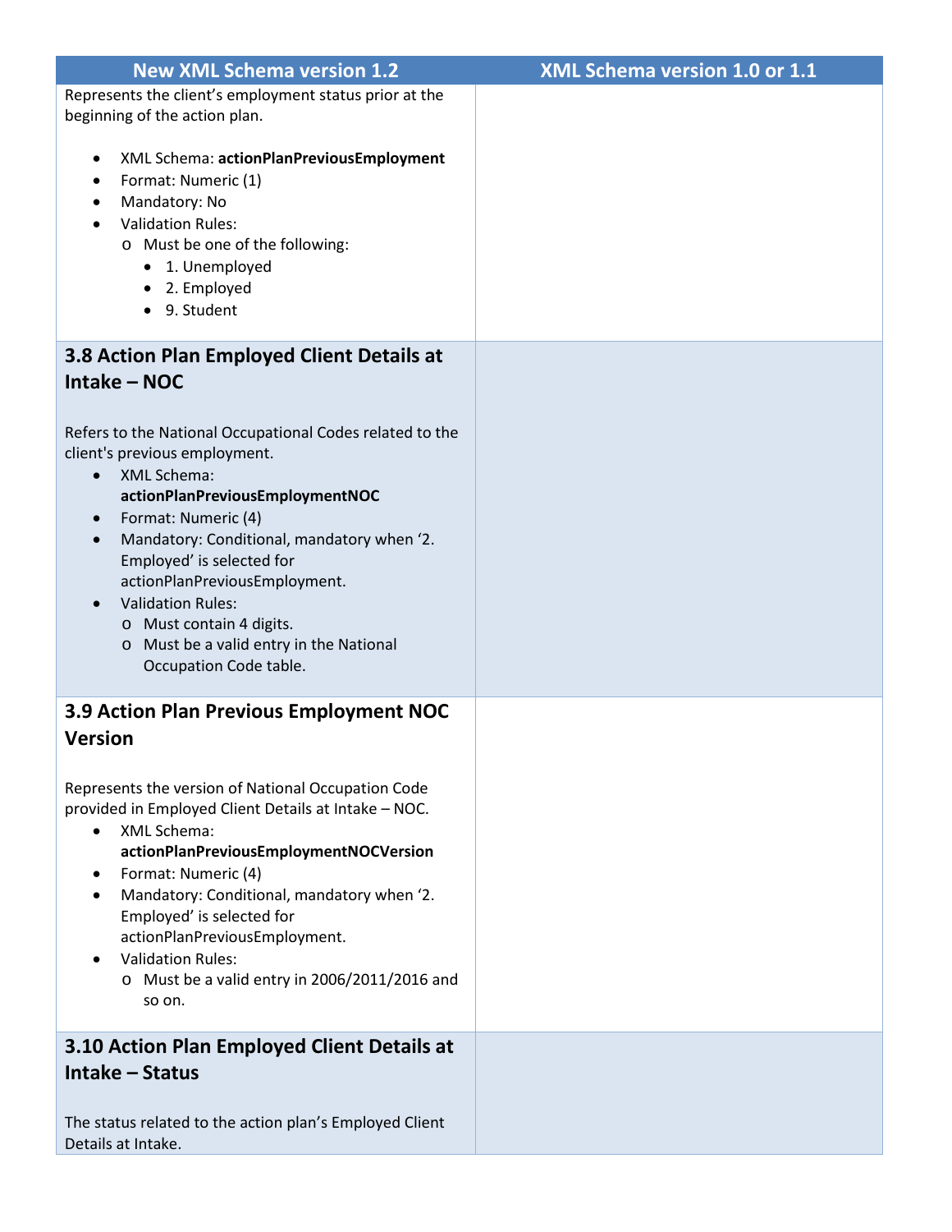| New XML Schema version 1.2 | XML Schema version 1.0 or 1.1 |
|---|---|
| Represents the client's employment status prior at the beginning of the action plan.<br><br>• XML Schema: **actionPlanPreviousEmployment**<br>• Format: Numeric (1)<br>• Mandatory: No<br>• Validation Rules:<br>  o Must be one of the following:<br>    • 1. Unemployed<br>    • 2. Employed<br>    • 9. Student | |
| **3.8 Action Plan Employed Client Details at Intake – NOC**<br><br>Refers to the National Occupational Codes related to the client's previous employment.<br>• XML Schema: **actionPlanPreviousEmploymentNOC**<br>• Format: Numeric (4)<br>• Mandatory: Conditional, mandatory when '2. Employed' is selected for actionPlanPreviousEmployment.<br>• Validation Rules:<br>  o Must contain 4 digits.<br>  o Must be a valid entry in the National Occupation Code table. | |
| **3.9 Action Plan Previous Employment NOC Version**<br><br>Represents the version of National Occupation Code provided in Employed Client Details at Intake – NOC.<br>• XML Schema: **actionPlanPreviousEmploymentNOCVersion**<br>• Format: Numeric (4)<br>• Mandatory: Conditional, mandatory when '2. Employed' is selected for actionPlanPreviousEmployment.<br>• Validation Rules:<br>  o Must be a valid entry in 2006/2011/2016 and so on. | |
| **3.10 Action Plan Employed Client Details at Intake – Status**<br><br>The status related to the action plan's Employed Client Details at Intake. | |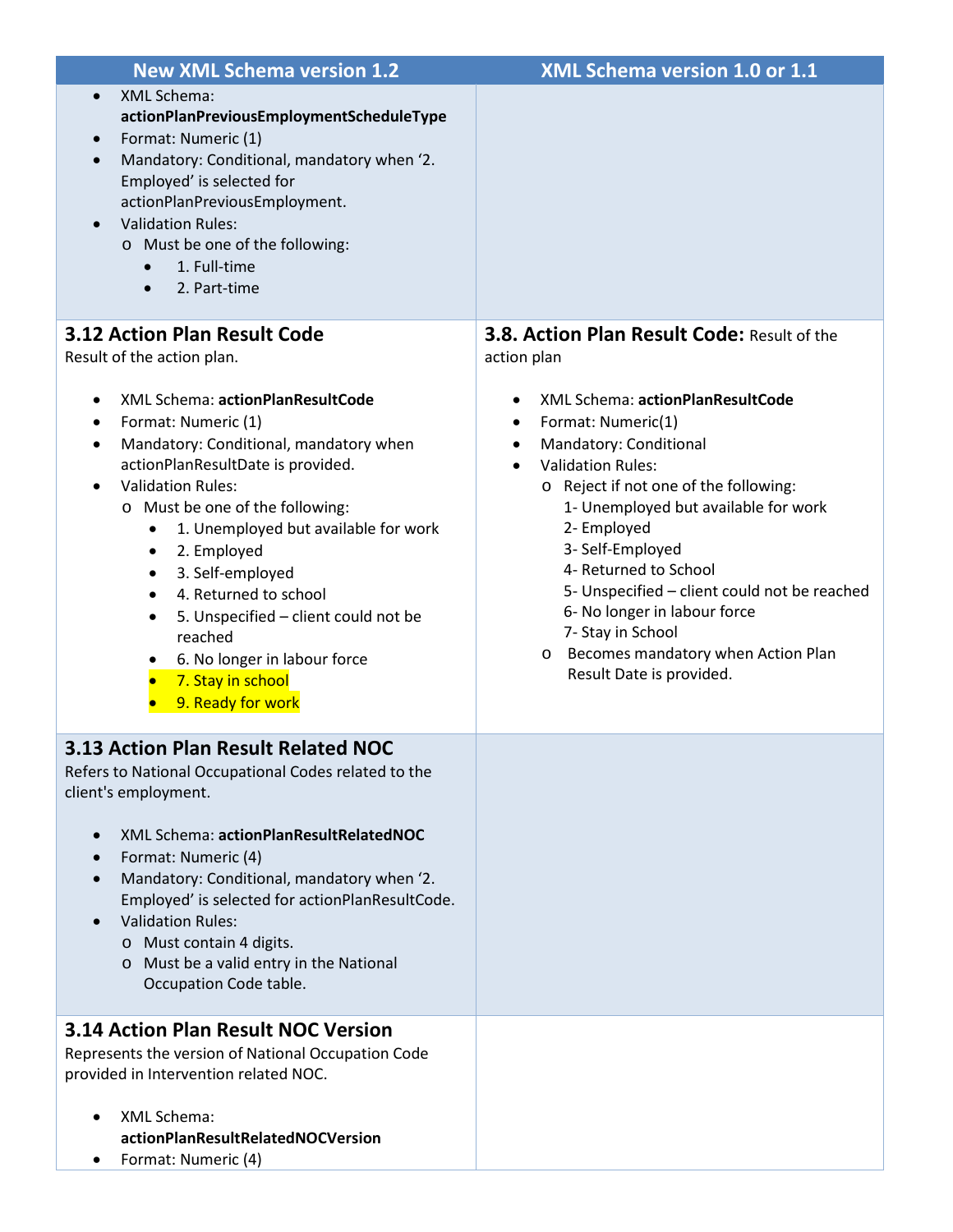| New XML Schema version 1.2 | XML Schema version 1.0 or 1.1 |
|---|---|
| • XML Schema: **actionPlanPreviousEmploymentScheduleType**<br>• Format: Numeric (1)<br>• Mandatory: Conditional, mandatory when '2. Employed' is selected for actionPlanPreviousEmployment.<br>• Validation Rules:<br>  o Must be one of the following:<br>    • 1. Full-time<br>    • 2. Part-time | |
| **3.12 Action Plan Result Code**<br>Result of the action plan.<br><br>• XML Schema: **actionPlanResultCode**<br>• Format: Numeric (1)<br>• Mandatory: Conditional, mandatory when actionPlanResultDate is provided.<br>• Validation Rules:<br>  o Must be one of the following:<br>    • 1. Unemployed but available for work<br>    • 2. Employed<br>    • 3. Self-employed<br>    • 4. Returned to school<br>    • 5. Unspecified – client could not be reached<br>    • 6. No longer in labour force<br>    • 7. Stay in school<br>    • 9. Ready for work | **3.8. Action Plan Result Code:** Result of the action plan<br><br>• XML Schema: **actionPlanResultCode**<br>• Format: Numeric(1)<br>• Mandatory: Conditional<br>• Validation Rules:<br>  o Reject if not one of the following:<br>    1- Unemployed but available for work<br>    2- Employed<br>    3- Self-Employed<br>    4- Returned to School<br>    5- Unspecified – client could not be reached<br>    6- No longer in labour force<br>    7- Stay in School<br>  o Becomes mandatory when Action Plan Result Date is provided. |
| **3.13 Action Plan Result Related NOC**<br>Refers to National Occupational Codes related to the client's employment.<br><br>• XML Schema: **actionPlanResultRelatedNOC**<br>• Format: Numeric (4)<br>• Mandatory: Conditional, mandatory when '2. Employed' is selected for actionPlanResultCode.<br>• Validation Rules:<br>  o Must contain 4 digits.<br>  o Must be a valid entry in the National Occupation Code table. | |
| **3.14 Action Plan Result NOC Version**<br>Represents the version of National Occupation Code provided in Intervention related NOC.<br><br>• XML Schema: **actionPlanResultRelatedNOCVersion**<br>• Format: Numeric (4) | |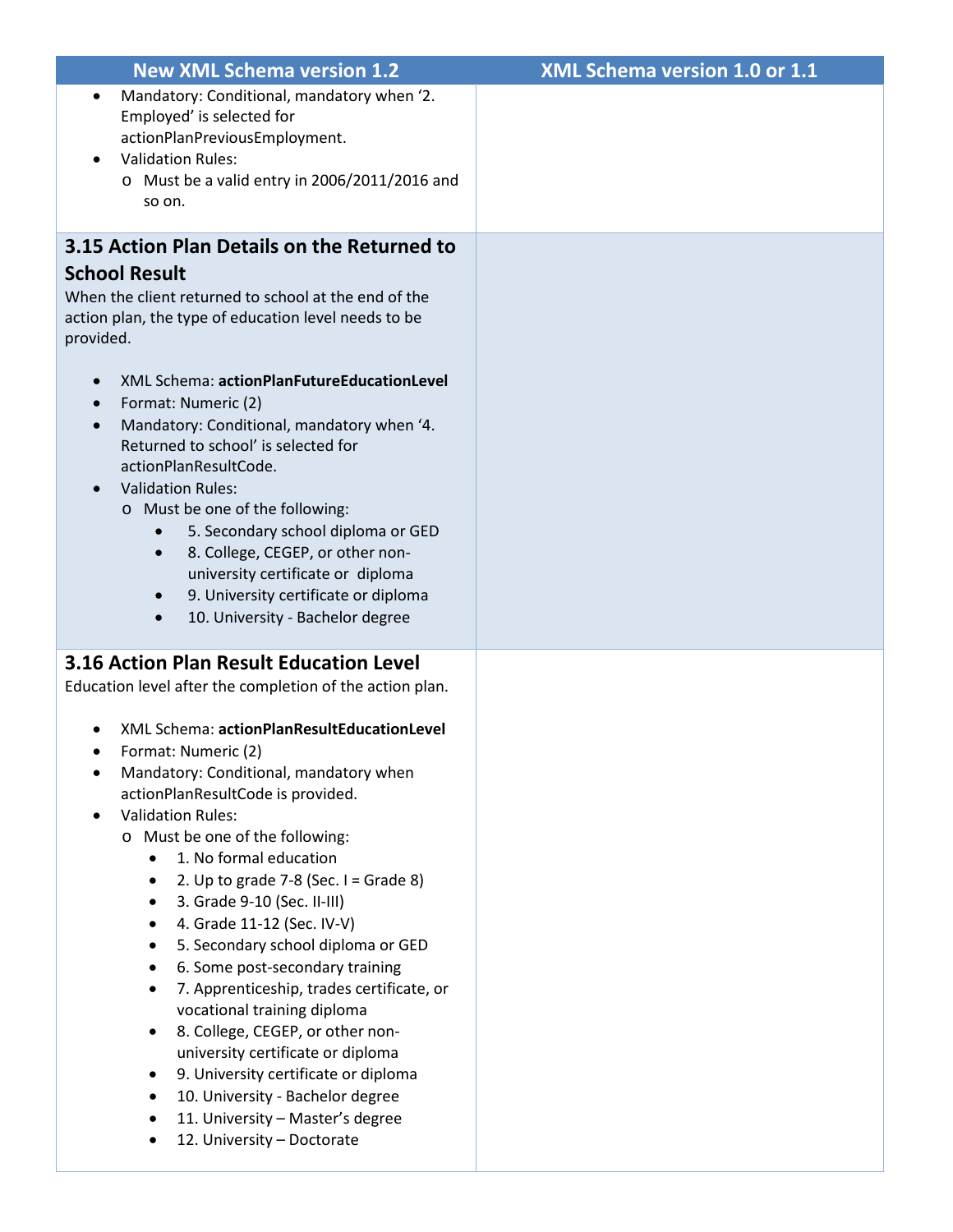| New XML Schema version 1.2 | XML Schema version 1.0 or 1.1 |
| --- | --- |
| • Mandatory: Conditional, mandatory when '2. Employed' is selected for actionPlanPreviousEmployment.<br>• Validation Rules:<br>  o Must be a valid entry in 2006/2011/2016 and so on. | |
| **3.15 Action Plan Details on the Returned to School Result**<br>When the client returned to school at the end of the action plan, the type of education level needs to be provided.<br><br>• XML Schema: **actionPlanFutureEducationLevel**<br>• Format: Numeric (2)<br>• Mandatory: Conditional, mandatory when '4. Returned to school' is selected for actionPlanResultCode.<br>• Validation Rules:<br>  o Must be one of the following:<br>    ▪ 5. Secondary school diploma or GED<br>    ▪ 8. College, CEGEP, or other non-university certificate or diploma<br>    ▪ 9. University certificate or diploma<br>    ▪ 10. University - Bachelor degree | |
| **3.16 Action Plan Result Education Level**<br>Education level after the completion of the action plan.<br><br>• XML Schema: **actionPlanResultEducationLevel**<br>• Format: Numeric (2)<br>• Mandatory: Conditional, mandatory when actionPlanResultCode is provided.<br>• Validation Rules:<br>  o Must be one of the following:<br>    ▪ 1. No formal education<br>    ▪ 2. Up to grade 7-8 (Sec. I = Grade 8)<br>    ▪ 3. Grade 9-10 (Sec. II-III)<br>    ▪ 4. Grade 11-12 (Sec. IV-V)<br>    ▪ 5. Secondary school diploma or GED<br>    ▪ 6. Some post-secondary training<br>    ▪ 7. Apprenticeship, trades certificate, or vocational training diploma<br>    ▪ 8. College, CEGEP, or other non-university certificate or diploma<br>    ▪ 9. University certificate or diploma<br>    ▪ 10. University - Bachelor degree<br>    ▪ 11. University – Master's degree<br>    ▪ 12. University – Doctorate | |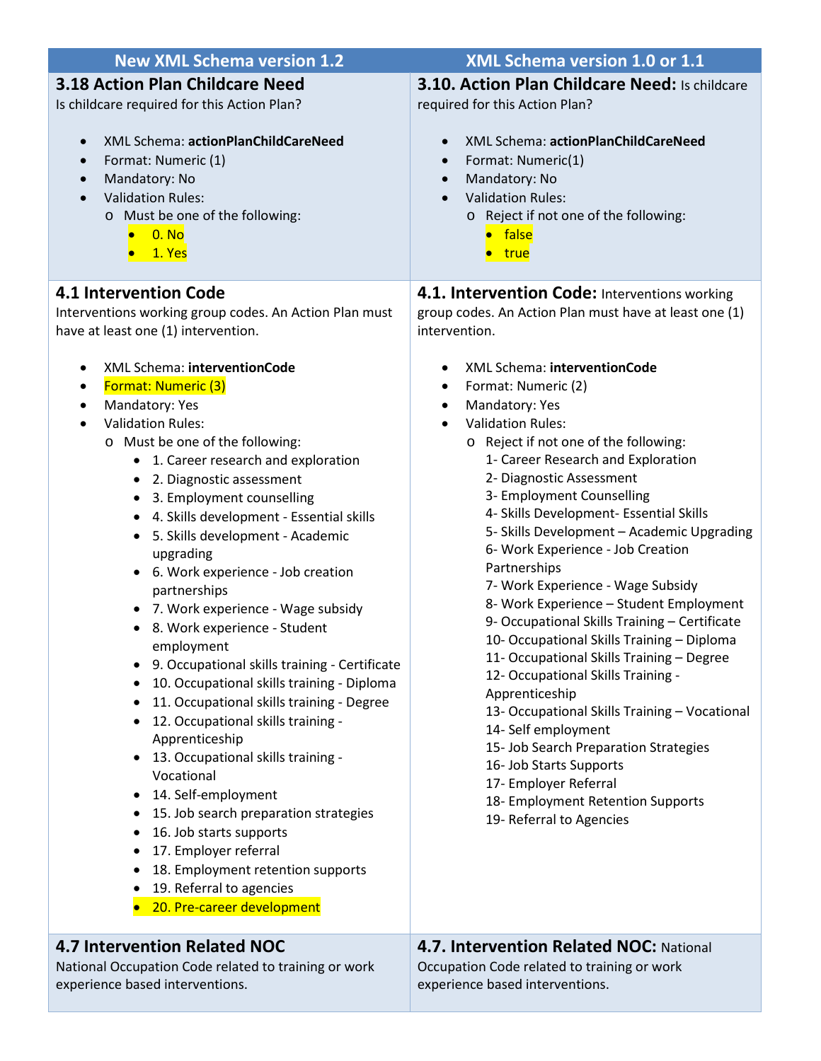| New XML Schema version 1.2 | XML Schema version 1.0 or 1.1 |
|---|---|
| **3.18 Action Plan Childcare Need**<br>Is childcare required for this Action Plan?<br><br>• XML Schema: **actionPlanChildCareNeed**<br>• Format: Numeric (1)<br>• Mandatory: No<br>• Validation Rules:<br>  o Must be one of the following:<br>    • 0. No<br>    • 1. Yes | **3.10. Action Plan Childcare Need:** Is childcare required for this Action Plan?<br><br>• XML Schema: **actionPlanChildCareNeed**<br>• Format: Numeric(1)<br>• Mandatory: No<br>• Validation Rules:<br>  o Reject if not one of the following:<br>    • false<br>    • true |
| **4.1 Intervention Code**<br>Interventions working group codes. An Action Plan must have at least one (1) intervention.<br><br>• XML Schema: **interventionCode**<br>• Format: Numeric (3)<br>• Mandatory: Yes<br>• Validation Rules:<br>  o Must be one of the following:<br>    • 1. Career research and exploration<br>    • 2. Diagnostic assessment<br>    • 3. Employment counselling<br>    • 4. Skills development - Essential skills<br>    • 5. Skills development - Academic upgrading<br>    • 6. Work experience - Job creation partnerships<br>    • 7. Work experience - Wage subsidy<br>    • 8. Work experience - Student employment<br>    • 9. Occupational skills training - Certificate<br>    • 10. Occupational skills training - Diploma<br>    • 11. Occupational skills training - Degree<br>    • 12. Occupational skills training - Apprenticeship<br>    • 13. Occupational skills training - Vocational<br>    • 14. Self-employment<br>    • 15. Job search preparation strategies<br>    • 16. Job starts supports<br>    • 17. Employer referral<br>    • 18. Employment retention supports<br>    • 19. Referral to agencies<br>    • 20. Pre-career development | **4.1. Intervention Code:** Interventions working group codes. An Action Plan must have at least one (1) intervention.<br><br>• XML Schema: **interventionCode**<br>• Format: Numeric (2)<br>• Mandatory: Yes<br>• Validation Rules:<br>  o Reject if not one of the following:<br>    1- Career Research and Exploration<br>    2- Diagnostic Assessment<br>    3- Employment Counselling<br>    4- Skills Development- Essential Skills<br>    5- Skills Development – Academic Upgrading<br>    6- Work Experience - Job Creation Partnerships<br>    7- Work Experience - Wage Subsidy<br>    8- Work Experience – Student Employment<br>    9- Occupational Skills Training – Certificate<br>    10- Occupational Skills Training – Diploma<br>    11- Occupational Skills Training – Degree<br>    12- Occupational Skills Training - Apprenticeship<br>    13- Occupational Skills Training – Vocational<br>    14- Self employment<br>    15- Job Search Preparation Strategies<br>    16- Job Starts Supports<br>    17- Employer Referral<br>    18- Employment Retention Supports<br>    19- Referral to Agencies |
| **4.7 Intervention Related NOC**<br>National Occupation Code related to training or work experience based interventions. | **4.7. Intervention Related NOC:** National Occupation Code related to training or work experience based interventions. |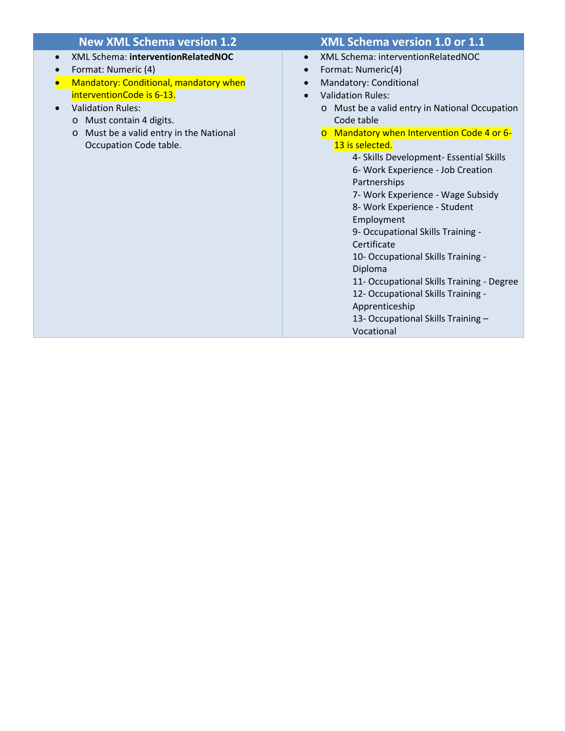| New XML Schema version 1.2 | XML Schema version 1.0 or 1.1 |
|---|---|
| • XML Schema: **interventionRelatedNOC**<br>• Format: Numeric (4)<br>• Mandatory: Conditional, mandatory when interventionCode is 6-13.<br>• Validation Rules:<br>&nbsp;&nbsp;o Must contain 4 digits.<br>&nbsp;&nbsp;o Must be a valid entry in the National Occupation Code table. | • XML Schema: interventionRelatedNOC<br>• Format: Numeric(4)<br>• Mandatory: Conditional<br>• Validation Rules:<br>&nbsp;&nbsp;o Must be a valid entry in National Occupation Code table<br>&nbsp;&nbsp;o Mandatory when Intervention Code 4 or 6-13 is selected.<br>&nbsp;&nbsp;&nbsp;&nbsp;4- Skills Development- Essential Skills<br>&nbsp;&nbsp;&nbsp;&nbsp;6- Work Experience - Job Creation Partnerships<br>&nbsp;&nbsp;&nbsp;&nbsp;7- Work Experience - Wage Subsidy<br>&nbsp;&nbsp;&nbsp;&nbsp;8- Work Experience - Student Employment<br>&nbsp;&nbsp;&nbsp;&nbsp;9- Occupational Skills Training - Certificate<br>&nbsp;&nbsp;&nbsp;&nbsp;10- Occupational Skills Training - Diploma<br>&nbsp;&nbsp;&nbsp;&nbsp;11- Occupational Skills Training - Degree<br>&nbsp;&nbsp;&nbsp;&nbsp;12- Occupational Skills Training - Apprenticeship<br>&nbsp;&nbsp;&nbsp;&nbsp;13- Occupational Skills Training – Vocational |